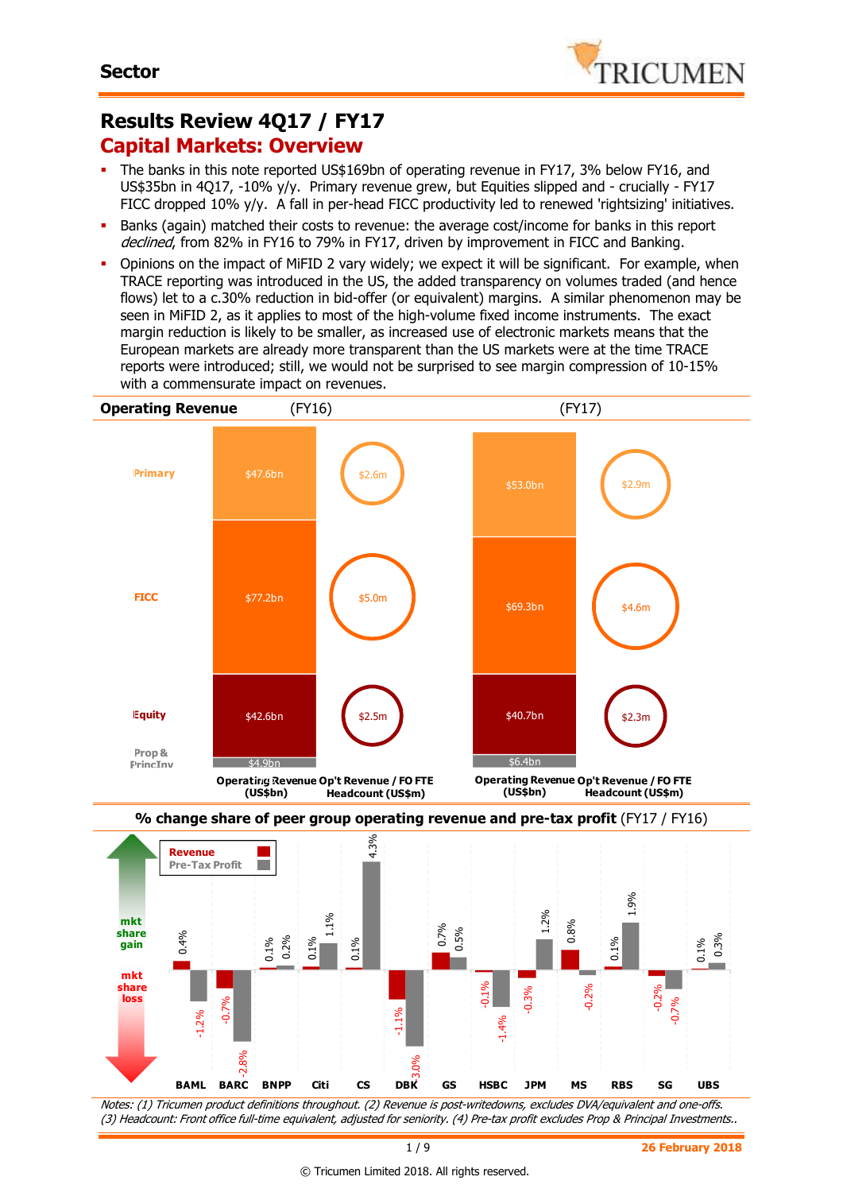# Results Review 4Q17 / FY17

## Capital Markets: Overview

- The banks in this note reported US$169bn of operating revenue in FY17, 3% below FY16, and US$35bn in 4Q17, -10% y/y. Primary revenue grew, but Equities slipped and - crucially - FY17 FICC dropped 10% y/y. A fall in per-head FICC productivity led to renewed 'rightsizing' initiatives.
- Banks (again) matched their costs to revenue: the average cost/income for banks in this report *declined*, from 82% in FY16 to 79% in FY17, driven by improvement in FICC and Banking.
- Opinions on the impact of MiFID 2 vary widely; we expect it will be significant. For example, when TRACE reporting was introduced in the US, the added transparency on volumes traded (and hence flows) let to a c.30% reduction in bid-offer (or equivalent) margins. A similar phenomenon may be seen in MiFID 2, as it applies to most of the high-volume fixed income instruments. The exact margin reduction is likely to be smaller, as increased use of electronic markets means that the European markets are already more transparent than the US markets were at the time TRACE reports were introduced; still, we would not be surprised to see margin compression of 10-15% with a commensurate impact on revenues.

**Operating Revenue**

| | FY16 Operating Revenue (US$bn) | FY16 Op't Revenue / FO FTE Headcount (US$m) | FY17 Operating Revenue (US$bn) | FY17 Op't Revenue / FO FTE Headcount (US$m) |
|---|---|---|---|---|
| Primary | $47.6bn | $2.6m | $53.0bn | $2.9m |
| FICC | $77.2bn | $5.0m | $69.3bn | $4.6m |
| Equity | $42.6bn | $2.5m | $40.7bn | $2.3m |
| Prop & PrincInv | $4.9bn | | $6.4bn | |

**% change share of peer group operating revenue and pre-tax profit** (FY17 / FY16)

| Bank | Revenue | Pre-Tax Profit |
|---|---|---|
| BAML | 0.4% | -1.2% |
| BARC | -0.7% | -2.8% |
| BNPP | 0.1% | 0.2% |
| Citi | 0.1% | 1.1% |
| CS | 0.1% | 4.3% |
| DBK | -1.1% | -3.0% |
| GS | 0.7% | 0.5% |
| HSBC | -0.1% | -1.4% |
| JPM | -0.3% | 1.2% |
| MS | 0.8% | -0.2% |
| RBS | 0.1% | 1.9% |
| SG | -0.2% | -0.7% |
| UBS | 0.1% | 0.3% |

*Notes: (1) Tricumen product definitions throughout. (2) Revenue is post-writedowns, excludes DVA/equivalent and one-offs. (3) Headcount: Front office full-time equivalent, adjusted for seniority. (4) Pre-tax profit excludes Prop & Principal Investments..*

26 February 2018

© Tricumen Limited 2018. All rights reserved.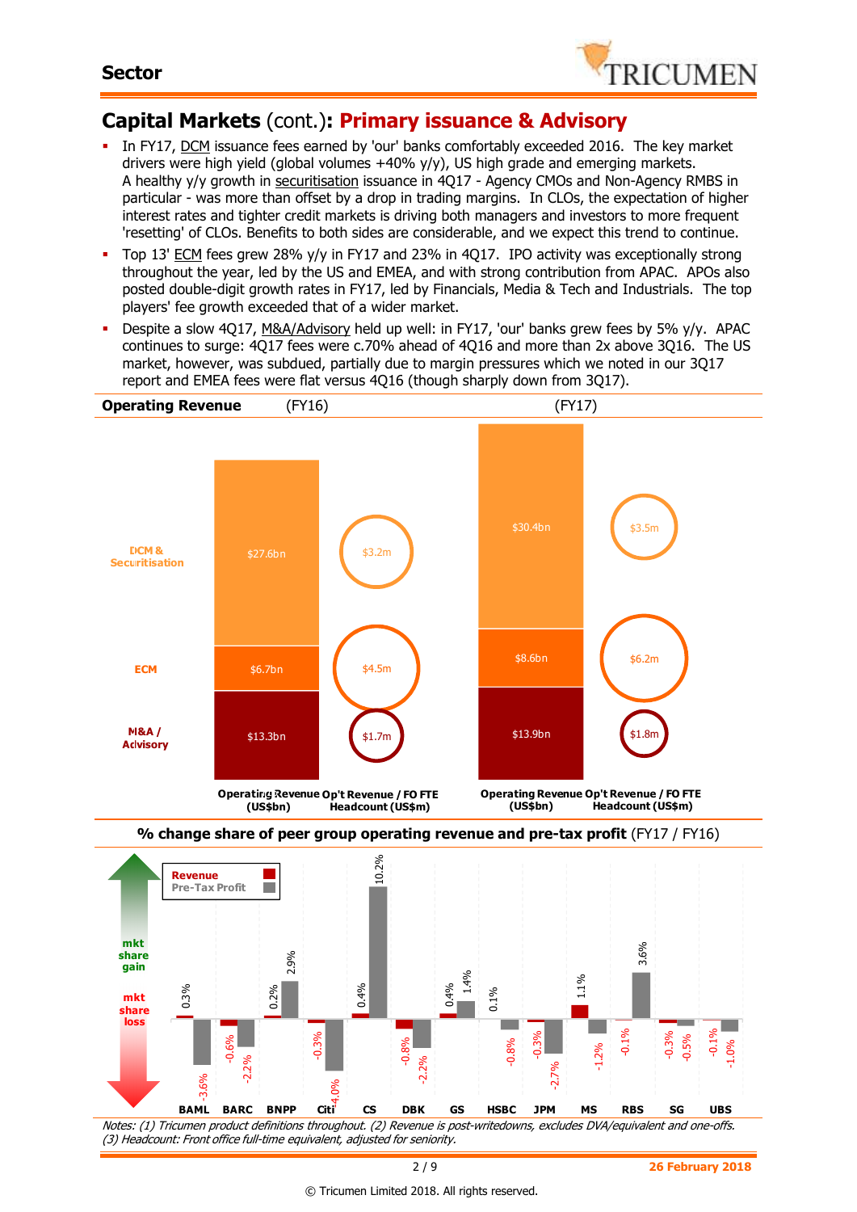## Capital Markets (cont.): Primary issuance & Advisory

- In FY17, DCM issuance fees earned by 'our' banks comfortably exceeded 2016. The key market drivers were high yield (global volumes +40% y/y), US high grade and emerging markets. A healthy y/y growth in securitisation issuance in 4Q17 - Agency CMOs and Non-Agency RMBS in particular - was more than offset by a drop in trading margins. In CLOs, the expectation of higher interest rates and tighter credit markets is driving both managers and investors to more frequent 'resetting' of CLOs. Benefits to both sides are considerable, and we expect this trend to continue.
- Top 13' ECM fees grew 28% y/y in FY17 and 23% in 4Q17. IPO activity was exceptionally strong throughout the year, led by the US and EMEA, and with strong contribution from APAC. APOs also posted double-digit growth rates in FY17, led by Financials, Media & Tech and Industrials. The top players' fee growth exceeded that of a wider market.
- Despite a slow 4Q17, M&A/Advisory held up well: in FY17, 'our' banks grew fees by 5% y/y. APAC continues to surge: 4Q17 fees were c.70% ahead of 4Q16 and more than 2x above 3Q16. The US market, however, was subdued, partially due to margin pressures which we noted in our 3Q17 report and EMEA fees were flat versus 4Q16 (though sharply down from 3Q17).

**Operating Revenue**

| | FY16 Operating Revenue (US$bn) | FY16 Op't Revenue / FO FTE Headcount (US$m) | FY17 Operating Revenue (US$bn) | FY17 Op't Revenue / FO FTE Headcount (US$m) |
|---|---|---|---|---|
| DCM & Securitisation | $27.6bn | $3.2m | $30.4bn | $3.5m |
| ECM | $6.7bn | $4.5m | $8.6bn | $6.2m |
| M&A / Advisory | $13.3bn | $1.7m | $13.9bn | $1.8m |

**% change share of peer group operating revenue and pre-tax profit** (FY17 / FY16)

| | BAML | BARC | BNPP | Citi | CS | DBK | GS | HSBC | JPM | MS | RBS | SG | UBS |
|---|---|---|---|---|---|---|---|---|---|---|---|---|---|
| Revenue | 0.3% | -0.6% | 0.2% | -0.3% | 0.4% | -0.8% | 0.4% | 0.1% | -0.3% | 1.1% | -0.1% | -0.3% | -0.1% |
| Pre-Tax Profit | -3.6% | -2.2% | 2.9% | -4.0% | 10.2% | -2.2% | 1.4% | -0.8% | -2.7% | -1.2% | 3.6% | -0.5% | -1.0% |

mkt share gain / mkt share loss

*Notes: (1) Tricumen product definitions throughout. (2) Revenue is post-writedowns, excludes DVA/equivalent and one-offs. (3) Headcount: Front office full-time equivalent, adjusted for seniority.*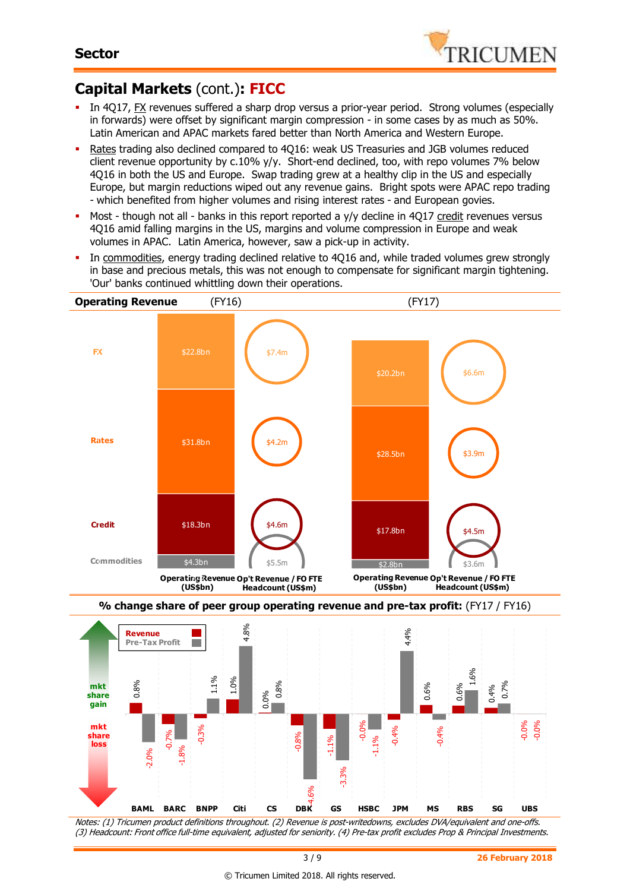## Capital Markets (cont.): FICC

- In 4Q17, FX revenues suffered a sharp drop versus a prior-year period. Strong volumes (especially in forwards) were offset by significant margin compression - in some cases by as much as 50%. Latin American and APAC markets fared better than North America and Western Europe.
- Rates trading also declined compared to 4Q16: weak US Treasuries and JGB volumes reduced client revenue opportunity by c.10% y/y. Short-end declined, too, with repo volumes 7% below 4Q16 in both the US and Europe. Swap trading grew at a healthy clip in the US and especially Europe, but margin reductions wiped out any revenue gains. Bright spots were APAC repo trading - which benefited from higher volumes and rising interest rates - and European govies.
- Most - though not all - banks in this report reported a y/y decline in 4Q17 credit revenues versus 4Q16 amid falling margins in the US, margins and volume compression in Europe and weak volumes in APAC. Latin America, however, saw a pick-up in activity.
- In commodities, energy trading declined relative to 4Q16 and, while traded volumes grew strongly in base and precious metals, this was not enough to compensate for significant margin tightening. 'Our' banks continued whittling down their operations.

**Operating Revenue**

| | FY16 Operating Revenue (US$bn) | FY16 Op't Revenue / FO FTE Headcount (US$m) | FY17 Operating Revenue (US$bn) | FY17 Op't Revenue / FO FTE Headcount (US$m) |
|---|---|---|---|---|
| FX | $22.8bn | $7.4m | $20.2bn | $6.6m |
| Rates | $31.8bn | $4.2m | $28.5bn | $3.9m |
| Credit | $18.3bn | $4.6m | $17.8bn | $4.5m |
| Commodities | $4.3bn | $5.5m | $2.8bn | $3.6m |

**% change share of peer group operating revenue and pre-tax profit:** (FY17 / FY16)

| | Revenue | Pre-Tax Profit |
|---|---|---|
| BAML | 0.8% | -2.0% |
| BARC | -0.7% | -1.8% |
| BNPP | -0.3% | 1.1% |
| Citi | 1.0% | 4.8% |
| CS | 0.0% | 0.8% |
| DBK | -0.8% | -4.6% |
| GS | -1.1% | -3.3% |
| HSBC | -0.0% | -1.1% |
| JPM | -0.4% | 4.4% |
| MS | 0.6% | -0.4% |
| RBS | 0.6% | 1.6% |
| SG | 0.4% | 0.7% |
| UBS | -0.0% | -0.0% |

*Notes: (1) Tricumen product definitions throughout. (2) Revenue is post-writedowns, excludes DVA/equivalent and one-offs. (3) Headcount: Front office full-time equivalent, adjusted for seniority. (4) Pre-tax profit excludes Prop & Principal Investments.*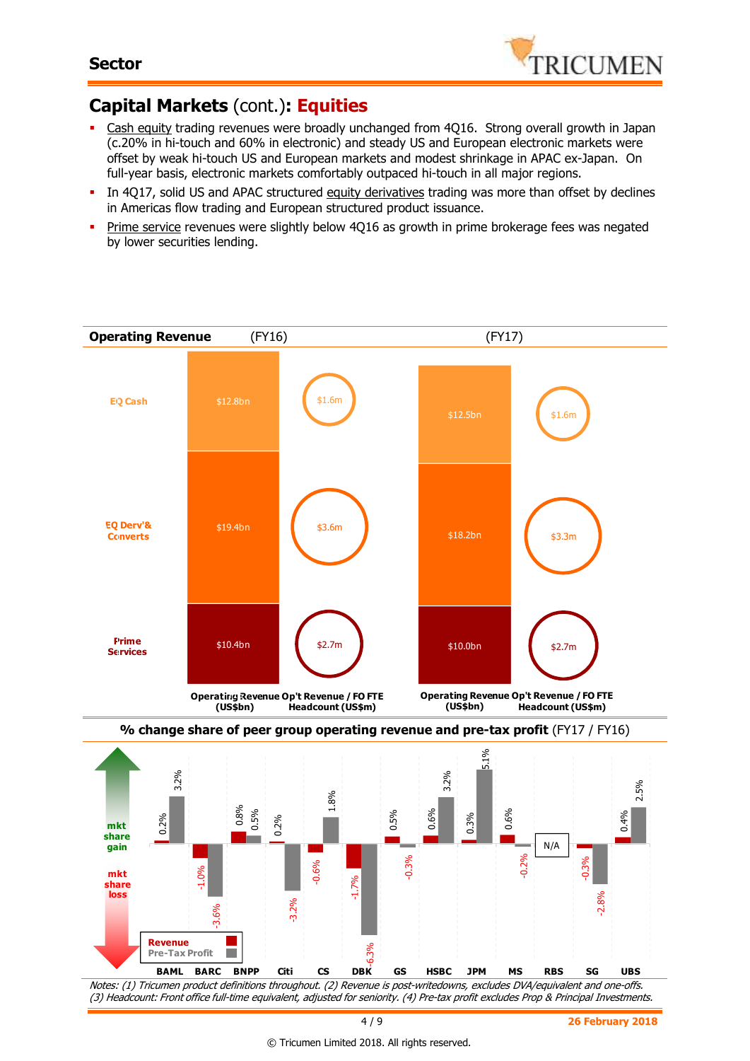## Capital Markets (cont.): **Equities**

- Cash equity trading revenues were broadly unchanged from 4Q16. Strong overall growth in Japan (c.20% in hi-touch and 60% in electronic) and steady US and European electronic markets were offset by weak hi-touch US and European markets and modest shrinkage in APAC ex-Japan. On full-year basis, electronic markets comfortably outpaced hi-touch in all major regions.
- In 4Q17, solid US and APAC structured equity derivatives trading was more than offset by declines in Americas flow trading and European structured product issuance.
- Prime service revenues were slightly below 4Q16 as growth in prime brokerage fees was negated by lower securities lending.

**Operating Revenue**

| | (FY16) Operating Revenue (US$bn) | (FY16) Op't Revenue / FO FTE Headcount (US$m) | (FY17) Operating Revenue (US$bn) | (FY17) Op't Revenue / FO FTE Headcount (US$m) |
|---|---|---|---|---|
| EQ Cash | $12.8bn | $1.6m | $12.5bn | $1.6m |
| EQ Derv'& Converts | $19.4bn | $3.6m | $18.2bn | $3.3m |
| Prime Services | $10.4bn | $2.7m | $10.0bn | $2.7m |

**% change share of peer group operating revenue and pre-tax profit** (FY17 / FY16)

| | BAML | BARC | BNPP | Citi | CS | DBK | GS | HSBC | JPM | MS | RBS | SG | UBS |
|---|---|---|---|---|---|---|---|---|---|---|---|---|---|
| Revenue | 0.2% | -1.0% | 0.8% | 0.2% | -0.6% | -1.7% | 0.5% | 0.6% | 0.3% | 0.6% | N/A | -0.3% | 0.4% |
| Pre-Tax Profit | 3.2% | -3.6% | 0.5% | -3.2% | 1.8% | -6.3% | -0.3% | 3.2% | 5.1% | -0.2% | N/A | -2.8% | 2.5% |

*Notes: (1) Tricumen product definitions throughout. (2) Revenue is post-writedowns, excludes DVA/equivalent and one-offs. (3) Headcount: Front office full-time equivalent, adjusted for seniority. (4) Pre-tax profit excludes Prop & Principal Investments.*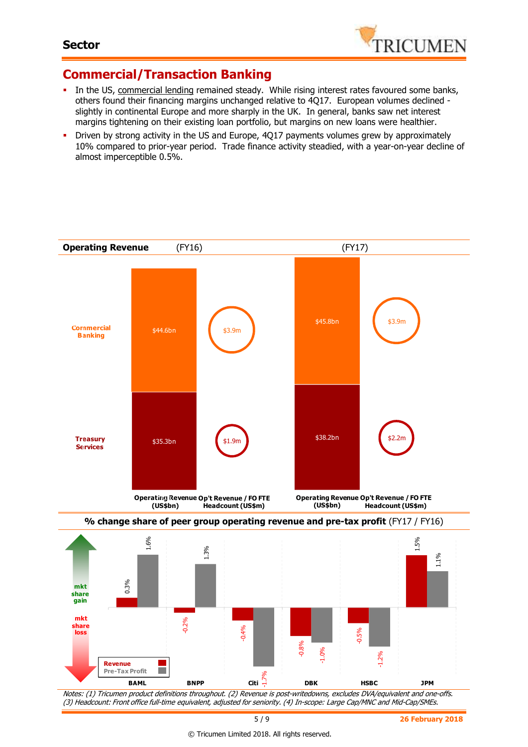## Sector

# Commercial/Transaction Banking

- In the US, commercial lending remained steady. While rising interest rates favoured some banks, others found their financing margins unchanged relative to 4Q17. European volumes declined - slightly in continental Europe and more sharply in the UK. In general, banks saw net interest margins tightening on their existing loan portfolio, but margins on new loans were healthier.
- Driven by strong activity in the US and Europe, 4Q17 payments volumes grew by approximately 10% compared to prior-year period. Trade finance activity steadied, with a year-on-year decline of almost imperceptible 0.5%.

**Operating Revenue**

| | (FY16) Operating Revenue (US$bn) | (FY16) Op't Revenue / FO FTE Headcount (US$m) | (FY17) Operating Revenue (US$bn) | (FY17) Op't Revenue / FO FTE Headcount (US$m) |
|---|---|---|---|---|
| Commercial Banking | $44.6bn | $3.9m | $45.8bn | $3.9m |
| Treasury Services | $35.3bn | $1.9m | $38.2bn | $2.2m |

**% change share of peer group operating revenue and pre-tax profit** (FY17 / FY16)

| | BAML | BNPP | Citi | DBK | HSBC | JPM |
|---|---|---|---|---|---|---|
| Revenue | 0.3% | -0.2% | -0.4% | -0.8% | -0.5% | 1.5% |
| Pre-Tax Profit | 1.6% | 1.3% | -1.7% | -1.0% | -1.2% | 1.1% |

*Notes: (1) Tricumen product definitions throughout. (2) Revenue is post-writedowns, excludes DVA/equivalent and one-offs. (3) Headcount: Front office full-time equivalent, adjusted for seniority. (4) In-scope: Large Cap/MNC and Mid-Cap/SMEs.*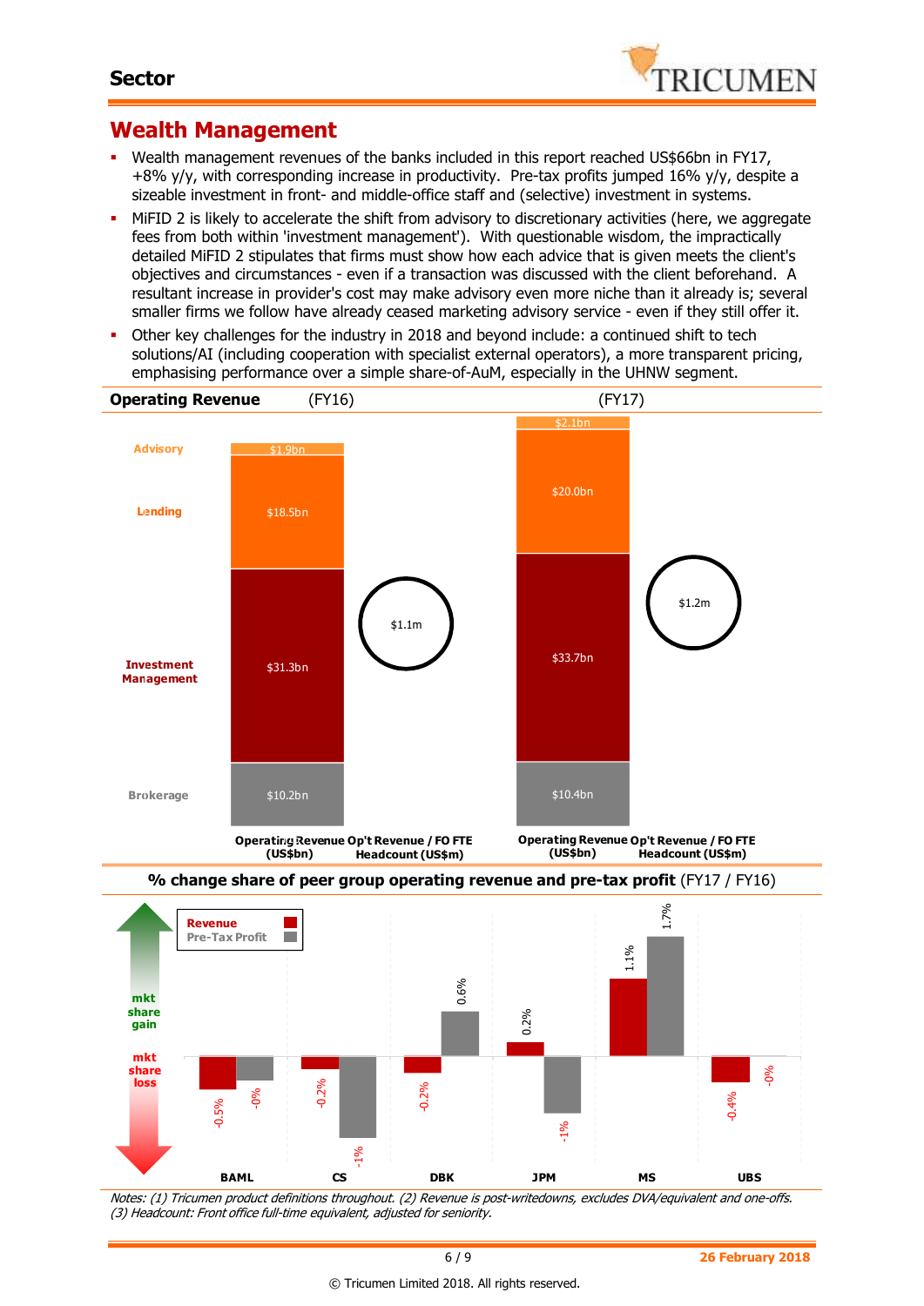## Sector

# Wealth Management

- Wealth management revenues of the banks included in this report reached US$66bn in FY17, +8% y/y, with corresponding increase in productivity. Pre-tax profits jumped 16% y/y, despite a sizeable investment in front- and middle-office staff and (selective) investment in systems.
- MiFID 2 is likely to accelerate the shift from advisory to discretionary activities (here, we aggregate fees from both within 'investment management'). With questionable wisdom, the impractically detailed MiFID 2 stipulates that firms must show how each advice that is given meets the client's objectives and circumstances - even if a transaction was discussed with the client beforehand. A resultant increase in provider's cost may make advisory even more niche than it already is; several smaller firms we follow have already ceased marketing advisory service - even if they still offer it.
- Other key challenges for the industry in 2018 and beyond include: a continued shift to tech solutions/AI (including cooperation with specialist external operators), a more transparent pricing, emphasising performance over a simple share-of-AuM, especially in the UHNW segment.

**Operating Revenue**

| | FY16 Operating Revenue (US$bn) | FY17 Operating Revenue (US$bn) |
|---|---|---|
| Advisory | $1.9bn | $2.1bn |
| Lending | $18.5bn | $20.0bn |
| Investment Management | $31.3bn | $33.7bn |
| Brokerage | $10.2bn | $10.4bn |
| Op't Revenue / FO FTE Headcount (US$m) | $1.1m | $1.2m |

**% change share of peer group operating revenue and pre-tax profit** (FY17 / FY16)

| | BAML | CS | DBK | JPM | MS | UBS |
|---|---|---|---|---|---|---|
| Revenue | -0.5% | -0.2% | -0.2% | 0.2% | 1.1% | -0.4% |
| Pre-Tax Profit | -0% | -1% | 0.6% | -1% | 1.7% | -0% |

*Notes: (1) Tricumen product definitions throughout. (2) Revenue is post-writedowns, excludes DVA/equivalent and one-offs. (3) Headcount: Front office full-time equivalent, adjusted for seniority.*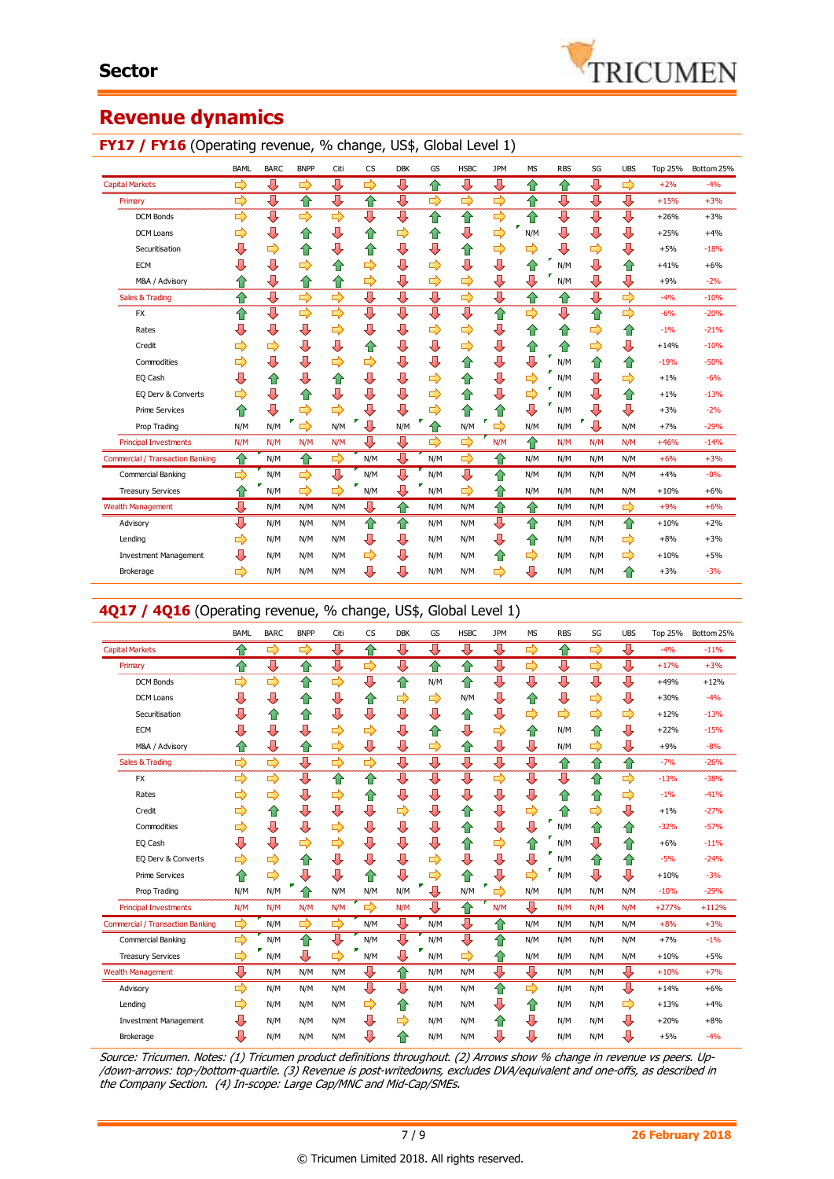# Sector

## Revenue dynamics

### FY17 / FY16 (Operating revenue, % change, US$, Global Level 1)

| | BAML | BARC | BNPP | Citi | CS | DBK | GS | HSBC | JPM | MS | RBS | SG | UBS | Top 25% | Bottom 25% |
|---|---|---|---|---|---|---|---|---|---|---|---|---|---|---|---|
| Capital Markets | → | ↓ | → | ↓ | → | ↓ | ↑ | ↓ | ↓ | ↑ | ↑ | ↓ | → | +2% | -4% |
| Primary | → | ↓ | ↑ | ↓ | ↑ | ↓ | → | → | → | ↑ | ↓ | ↓ | ↓ | +15% | +3% |
| DCM Bonds | → | ↓ | → | → | ↓ | ↓ | ↑ | ↑ | → | ↑ | ↓ | ↓ | ↓ | +26% | +3% |
| DCM Loans | → | ↓ | ↑ | ↓ | ↑ | → | ↑ | ↓ | → | N/M | ↓ | ↓ | ↓ | +25% | +4% |
| Securitisation | ↓ | → | ↑ | ↓ | ↑ | ↓ | ↓ | ↑ | → | → | ↓ | → | ↓ | +5% | -18% |
| ECM | ↓ | ↓ | → | ↑ | → | ↓ | → | ↑ | ↓ | ↑ | N/M | ↓ | ↑ | +41% | +6% |
| M&A / Advisory | ↑ | ↓ | ↑ | ↑ | → | ↓ | → | → | ↓ | ↓ | N/M | ↓ | ↓ | +9% | -2% |
| Sales & Trading | ↑ | ↓ | → | → | ↓ | ↓ | ↓ | → | ↓ | ↑ | ↑ | ↓ | → | -4% | -10% |
| FX | ↑ | ↓ | → | → | ↓ | ↓ | ↓ | ↓ | ↑ | → | ↓ | ↑ | ↓ | -6% | -20% |
| Rates | ↓ | ↓ | ↓ | → | ↓ | ↓ | → | → | ↓ | ↑ | ↑ | → | ↑ | -1% | -21% |
| Credit | → | → | ↓ | ↓ | ↑ | ↓ | ↓ | → | ↓ | ↑ | ↑ | → | ↓ | +14% | -10% |
| Commodities | → | ↓ | ↓ | → | → | ↓ | ↓ | ↑ | ↓ | ↓ | N/M | ↑ | ↑ | -19% | -50% |
| EQ Cash | ↓ | ↑ | ↓ | ↑ | ↓ | ↓ | → | ↑ | ↓ | → | N/M | ↓ | → | +1% | -6% |
| EQ Derv & Converts | → | ↓ | ↑ | ↓ | ↓ | ↓ | ↓ | ↑ | ↓ | → | N/M | ↓ | ↑ | +1% | -13% |
| Prime Services | ↑ | ↓ | → | → | ↓ | ↓ | → | ↑ | ↑ | ↓ | N/M | ↓ | ↓ | +3% | -2% |
| Prop Trading | N/M | N/M | → | N/M | ↓ | N/M | ↑ | N/M | → | N/M | N/M | ↓ | N/M | +7% | -29% |
| Principal Investments | N/M | N/M | N/M | N/M | ↓ | ↓ | → | ↓ | N/M | ↑ | N/M | N/M | N/M | +46% | -14% |
| Commercial / Transaction Banking | ↑ | N/M | ↑ | → | N/M | ↓ | N/M | → | ↑ | N/M | N/M | N/M | N/M | +6% | +3% |
| Commercial Banking | → | N/M | → | ↓ | N/M | ↓ | N/M | ↓ | ↑ | N/M | N/M | N/M | N/M | +4% | -0% |
| Treasury Services | ↑ | N/M | → | → | N/M | ↓ | N/M | → | ↑ | N/M | N/M | N/M | N/M | +10% | +6% |
| Wealth Management | ↓ | N/M | N/M | N/M | ↓ | ↑ | N/M | N/M | ↑ | ↑ | N/M | N/M | ↑ | +9% | +6% |
| Advisory | ↓ | N/M | N/M | N/M | ↑ | ↑ | N/M | N/M | ↓ | ↑ | N/M | N/M | ↑ | +10% | +2% |
| Lending | → | N/M | N/M | N/M | ↓ | ↓ | N/M | N/M | ↓ | ↑ | N/M | N/M | → | +8% | +3% |
| Investment Management | ↓ | N/M | N/M | N/M | → | ↓ | N/M | N/M | ↑ | → | N/M | N/M | → | +10% | +5% |
| Brokerage | → | N/M | N/M | N/M | ↓ | ↓ | N/M | N/M | → | ↓ | N/M | N/M | ↑ | +3% | -3% |

### 4Q17 / 4Q16 (Operating revenue, % change, US$, Global Level 1)

| | BAML | BARC | BNPP | Citi | CS | DBK | GS | HSBC | JPM | MS | RBS | SG | UBS | Top 25% | Bottom 25% |
|---|---|---|---|---|---|---|---|---|---|---|---|---|---|---|---|
| Capital Markets | ↑ | → | → | ↓ | ↑ | ↓ | ↓ | ↓ | ↓ | → | ↑ | → | ↓ | -4% | -11% |
| Primary | ↑ | ↓ | ↑ | ↓ | → | ↓ | ↑ | ↑ | ↓ | → | ↓ | → | ↓ | +17% | +3% |
| DCM Bonds | → | → | ↑ | → | ↓ | ↑ | N/M | ↑ | ↓ | ↓ | ↓ | ↓ | ↓ | +49% | +12% |
| DCM Loans | ↓ | ↓ | ↑ | ↓ | ↑ | → | → | N/M | ↓ | ↑ | ↓ | → | ↓ | +30% | -4% |
| Securitisation | ↓ | ↑ | ↑ | ↓ | ↓ | ↓ | ↓ | ↑ | ↓ | → | → | → | → | +12% | -13% |
| ECM | ↓ | ↓ | ↓ | ↓ | → | → | ↑ | ↑ | → | ↑ | N/M | ↑ | ↓ | +22% | -15% |
| M&A / Advisory | ↑ | ↓ | ↑ | → | ↓ | ↓ | → | ↑ | ↓ | ↓ | N/M | → | ↓ | +9% | -8% |
| Sales & Trading | → | → | ↓ | → | → | ↓ | ↓ | ↓ | ↓ | ↓ | ↑ | ↑ | ↑ | -7% | -26% |
| FX | → | → | ↓ | ↑ | ↑ | ↓ | ↓ | ↓ | → | ↓ | ↓ | ↑ | → | -13% | -38% |
| Rates | → | → | ↓ | → | ↑ | ↓ | ↓ | ↓ | ↓ | ↓ | ↑ | ↑ | ↓ | -1% | -41% |
| Credit | → | ↑ | ↓ | ↓ | ↓ | → | ↓ | ↑ | ↓ | → | ↑ | → | ↓ | +1% | -27% |
| Commodities | → | ↓ | ↓ | → | ↓ | ↓ | ↓ | ↑ | ↓ | ↓ | N/M | ↑ | ↑ | -32% | -57% |
| EQ Cash | ↓ | ↓ | → | ↓ | ↓ | ↓ | ↓ | ↑ | → | ↑ | N/M | ↓ | ↑ | +6% | -11% |
| EQ Derv & Converts | → | → | ↑ | ↓ | ↓ | ↓ | → | ↑ | ↓ | ↓ | N/M | ↑ | ↑ | -5% | -24% |
| Prime Services | ↑ | → | ↓ | ↓ | ↑ | ↓ | → | ↑ | ↓ | → | N/M | ↓ | ↓ | +10% | -3% |
| Prop Trading | N/M | N/M | ↑ | N/M | N/M | N/M | ↓ | N/M | → | N/M | N/M | N/M | N/M | -10% | -29% |
| Principal Investments | N/M | N/M | N/M | N/M | → | N/M | ↓ | ↑ | N/M | ↓ | N/M | N/M | N/M | +277% | +112% |
| Commercial / Transaction Banking | → | N/M | → | ↓ | N/M | ↓ | N/M | ↓ | ↑ | N/M | N/M | N/M | N/M | +8% | +3% |
| Commercial Banking | → | N/M | ↑ | ↓ | N/M | ↓ | N/M | ↓ | ↑ | N/M | N/M | N/M | N/M | +7% | -1% |
| Treasury Services | → | N/M | ↓ | → | N/M | ↓ | N/M | → | ↑ | N/M | N/M | N/M | N/M | +10% | +5% |
| Wealth Management | ↓ | N/M | N/M | N/M | ↓ | ↑ | N/M | N/M | ↓ | ↓ | N/M | N/M | ↓ | +10% | +7% |
| Advisory | → | N/M | N/M | N/M | ↓ | ↓ | N/M | N/M | ↑ | → | N/M | N/M | ↓ | +14% | +6% |
| Lending | → | N/M | N/M | N/M | → | ↑ | N/M | N/M | ↓ | ↑ | N/M | N/M | → | +13% | +4% |
| Investment Management | ↓ | N/M | N/M | N/M | ↓ | → | N/M | N/M | ↑ | ↓ | N/M | N/M | ↓ | +20% | +8% |
| Brokerage | ↓ | N/M | N/M | N/M | ↓ | ↑ | N/M | N/M | ↓ | ↓ | N/M | N/M | ↓ | +5% | -4% |

*Source: Tricumen. Notes: (1) Tricumen product definitions throughout. (2) Arrows show % change in revenue vs peers. Up-/down-arrows: top-/bottom-quartile. (3) Revenue is post-writedowns, excludes DVA/equivalent and one-offs, as described in the Company Section. (4) In-scope: Large Cap/MNC and Mid-Cap/SMEs.*

26 February 2018

© Tricumen Limited 2018. All rights reserved.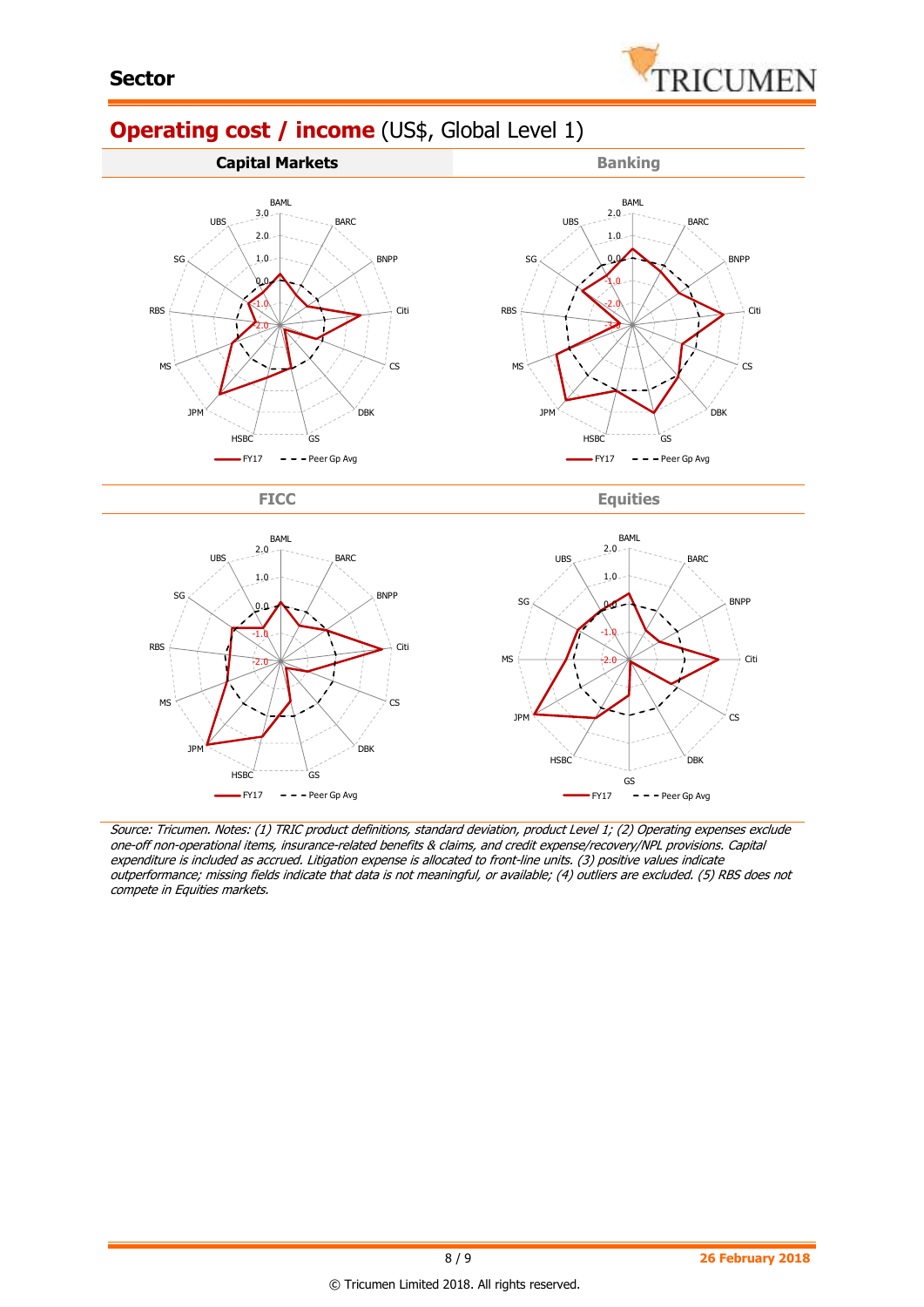# Operating cost / income (US$, Global Level 1)

| Capital Markets | Banking |
|---|---|

| FICC | Equities |
|---|---|

Source: Tricumen. Notes: (1) TRIC product definitions, standard deviation, product Level 1; (2) Operating expenses exclude one-off non-operational items, insurance-related benefits & claims, and credit expense/recovery/NPL provisions. Capital expenditure is included as accrued. Litigation expense is allocated to front-line units. (3) positive values indicate outperformance; missing fields indicate that data is not meaningful, or available; (4) outliers are excluded. (5) RBS does not compete in Equities markets.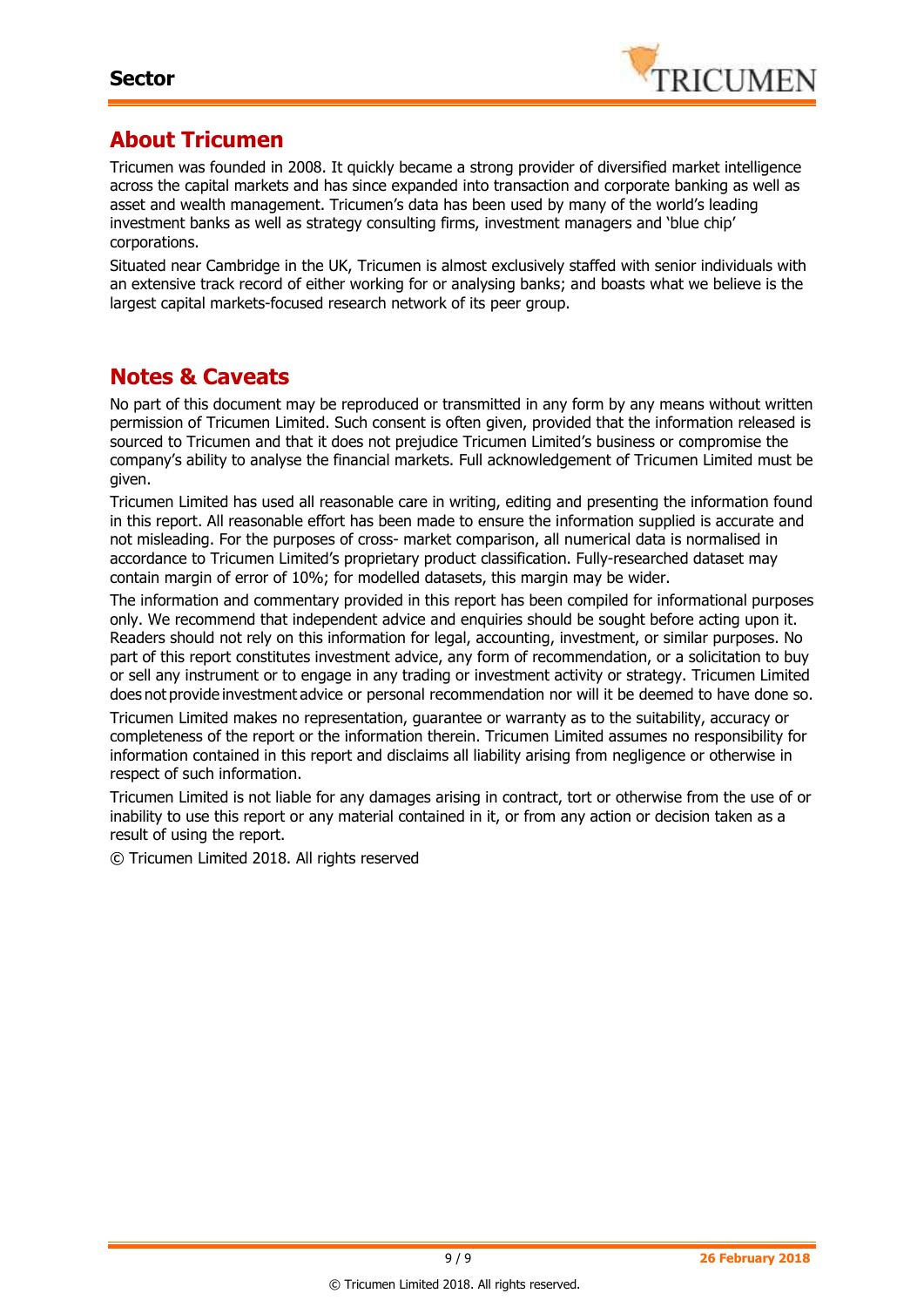## About Tricumen

Tricumen was founded in 2008. It quickly became a strong provider of diversified market intelligence across the capital markets and has since expanded into transaction and corporate banking as well as asset and wealth management. Tricumen's data has been used by many of the world's leading investment banks as well as strategy consulting firms, investment managers and 'blue chip' corporations.

Situated near Cambridge in the UK, Tricumen is almost exclusively staffed with senior individuals with an extensive track record of either working for or analysing banks; and boasts what we believe is the largest capital markets-focused research network of its peer group.

## Notes & Caveats

No part of this document may be reproduced or transmitted in any form by any means without written permission of Tricumen Limited. Such consent is often given, provided that the information released is sourced to Tricumen and that it does not prejudice Tricumen Limited's business or compromise the company's ability to analyse the financial markets. Full acknowledgement of Tricumen Limited must be given.

Tricumen Limited has used all reasonable care in writing, editing and presenting the information found in this report. All reasonable effort has been made to ensure the information supplied is accurate and not misleading. For the purposes of cross- market comparison, all numerical data is normalised in accordance to Tricumen Limited's proprietary product classification. Fully-researched dataset may contain margin of error of 10%; for modelled datasets, this margin may be wider.

The information and commentary provided in this report has been compiled for informational purposes only. We recommend that independent advice and enquiries should be sought before acting upon it. Readers should not rely on this information for legal, accounting, investment, or similar purposes. No part of this report constitutes investment advice, any form of recommendation, or a solicitation to buy or sell any instrument or to engage in any trading or investment activity or strategy. Tricumen Limited does not provide investment advice or personal recommendation nor will it be deemed to have done so.

Tricumen Limited makes no representation, guarantee or warranty as to the suitability, accuracy or completeness of the report or the information therein. Tricumen Limited assumes no responsibility for information contained in this report and disclaims all liability arising from negligence or otherwise in respect of such information.

Tricumen Limited is not liable for any damages arising in contract, tort or otherwise from the use of or inability to use this report or any material contained in it, or from any action or decision taken as a result of using the report.

© Tricumen Limited 2018. All rights reserved